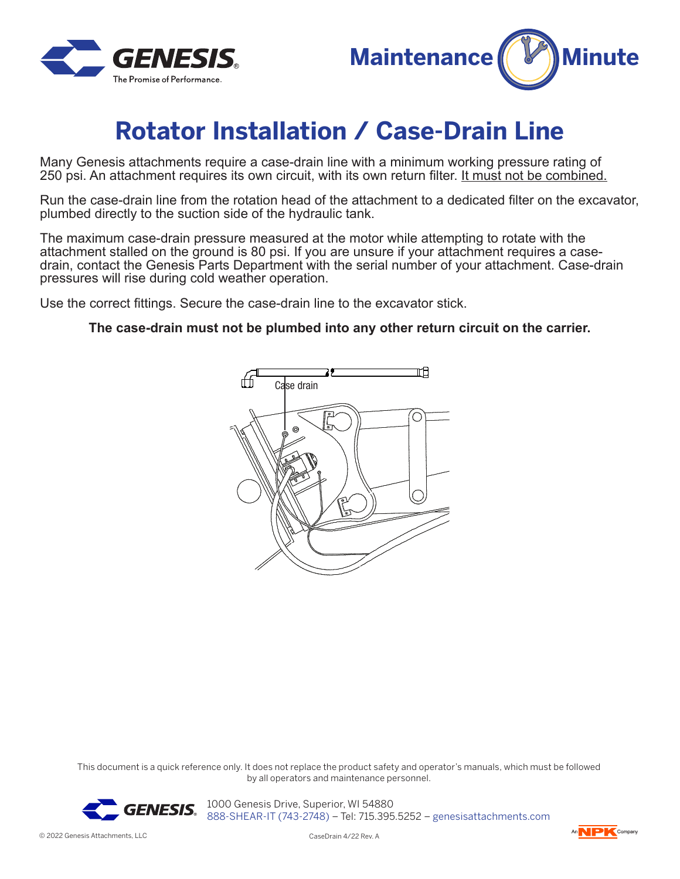# Rotator Installation / Case-Drain Line

Many Genesis attachments require a case-drain line with a minimum working pressure rating of 250 psi. An attachment requires its own circuit, with its own return filter. It must not be combined.

Run the case-drain line from the rotation head of the attachment to a dedicated filter on the excavator, plumbed directly to the suction side of the hydraulic tank.

The maximum case-drain pressure measured at the motor while attempting to rotate with the attachment stalled on the ground is 80 psi. If you are unsure if your attachment requires a case-drain, contact the Genesis Parts Department with the serial number of your attachment. Case-drain pressures will rise during cold weather operation.

Use the correct fittings. Secure the case-drain line to the excavator stick.

**The case-drain must not be plumbed into any other return circuit on the carrier.**

Case drain

This document is a quick reference only. It does not replace the product safety and operator's manuals, which must be followed by all operators and maintenance personnel.

1000 Genesis Drive, Superior, WI 54880
888-SHEAR-IT (743-2748) – Tel: 715.395.5252 – genesisattachments.com

© 2022 Genesis Attachments, LLC

CaseDrain 4/22 Rev. A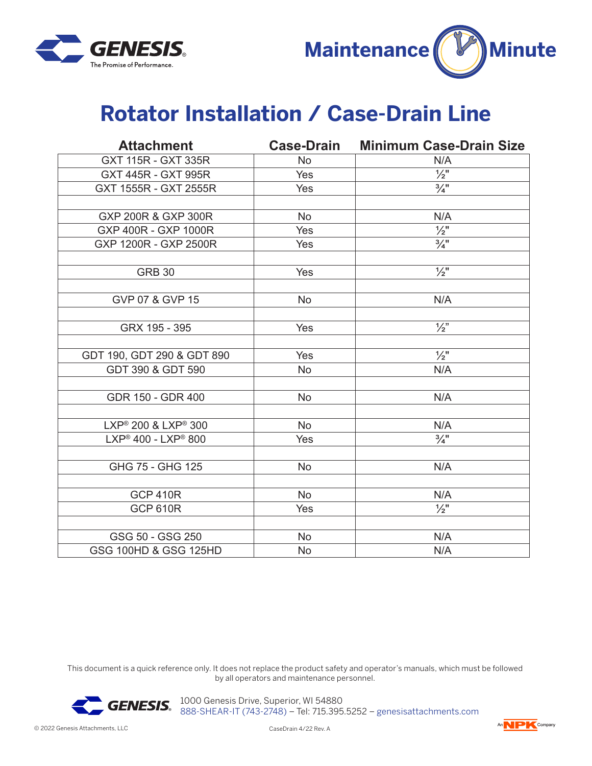GENESIS
The Promise of Performance.

Maintenance Minute

# Rotator Installation / Case-Drain Line

| Attachment | Case-Drain | Minimum Case-Drain Size |
|---|---|---|
| GXT 115R - GXT 335R | No | N/A |
| GXT 445R - GXT 995R | Yes | ½" |
| GXT 1555R - GXT 2555R | Yes | ¾" |
| | | |
| GXP 200R & GXP 300R | No | N/A |
| GXP 400R - GXP 1000R | Yes | ½" |
| GXP 1200R - GXP 2500R | Yes | ¾" |
| | | |
| GRB 30 | Yes | ½" |
| | | |
| GVP 07 & GVP 15 | No | N/A |
| | | |
| GRX 195 - 395 | Yes | ½" |
| | | |
| GDT 190, GDT 290 & GDT 890 | Yes | ½" |
| GDT 390 & GDT 590 | No | N/A |
| | | |
| GDR 150 - GDR 400 | No | N/A |
| | | |
| LXP® 200 & LXP® 300 | No | N/A |
| LXP® 400 - LXP® 800 | Yes | ¾" |
| | | |
| GHG 75 - GHG 125 | No | N/A |
| | | |
| GCP 410R | No | N/A |
| GCP 610R | Yes | ½" |
| | | |
| GSG 50 - GSG 250 | No | N/A |
| GSG 100HD & GSG 125HD | No | N/A |

This document is a quick reference only. It does not replace the product safety and operator's manuals, which must be followed by all operators and maintenance personnel.

GENESIS
1000 Genesis Drive, Superior, WI 54880
888-SHEAR-IT (743-2748) – Tel: 715.395.5252 – genesisattachments.com

© 2022 Genesis Attachments, LLC

CaseDrain 4/22 Rev. A

An NPK Company